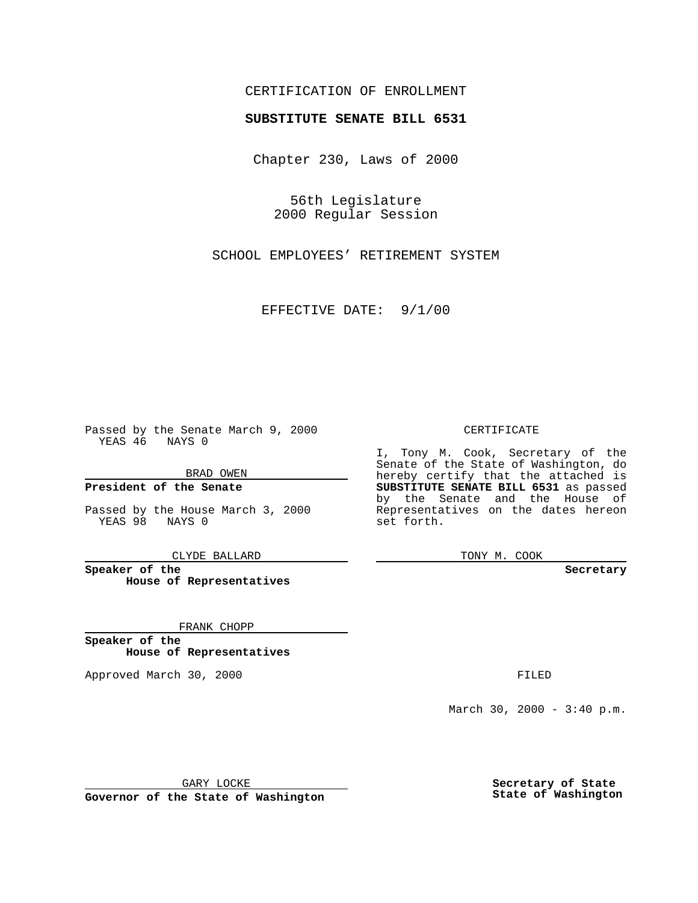CERTIFICATION OF ENROLLMENT

**SUBSTITUTE SENATE BILL 6531**

Chapter 230, Laws of 2000

56th Legislature
2000 Regular Session

SCHOOL EMPLOYEES' RETIREMENT SYSTEM

EFFECTIVE DATE: 9/1/00

Passed by the Senate March 9, 2000
YEAS 46 NAYS 0

BRAD OWEN

**President of the Senate**

Passed by the House March 3, 2000
YEAS 98 NAYS 0

CLYDE BALLARD

**Speaker of the House of Representatives**

FRANK CHOPP

**Speaker of the House of Representatives**

Approved March 30, 2000

GARY LOCKE

**Governor of the State of Washington**

CERTIFICATE

I, Tony M. Cook, Secretary of the Senate of the State of Washington, do hereby certify that the attached is **SUBSTITUTE SENATE BILL 6531** as passed by the Senate and the House of Representatives on the dates hereon set forth.

TONY M. COOK

**Secretary**

FILED

March 30, 2000 - 3:40 p.m.

**Secretary of State**
**State of Washington**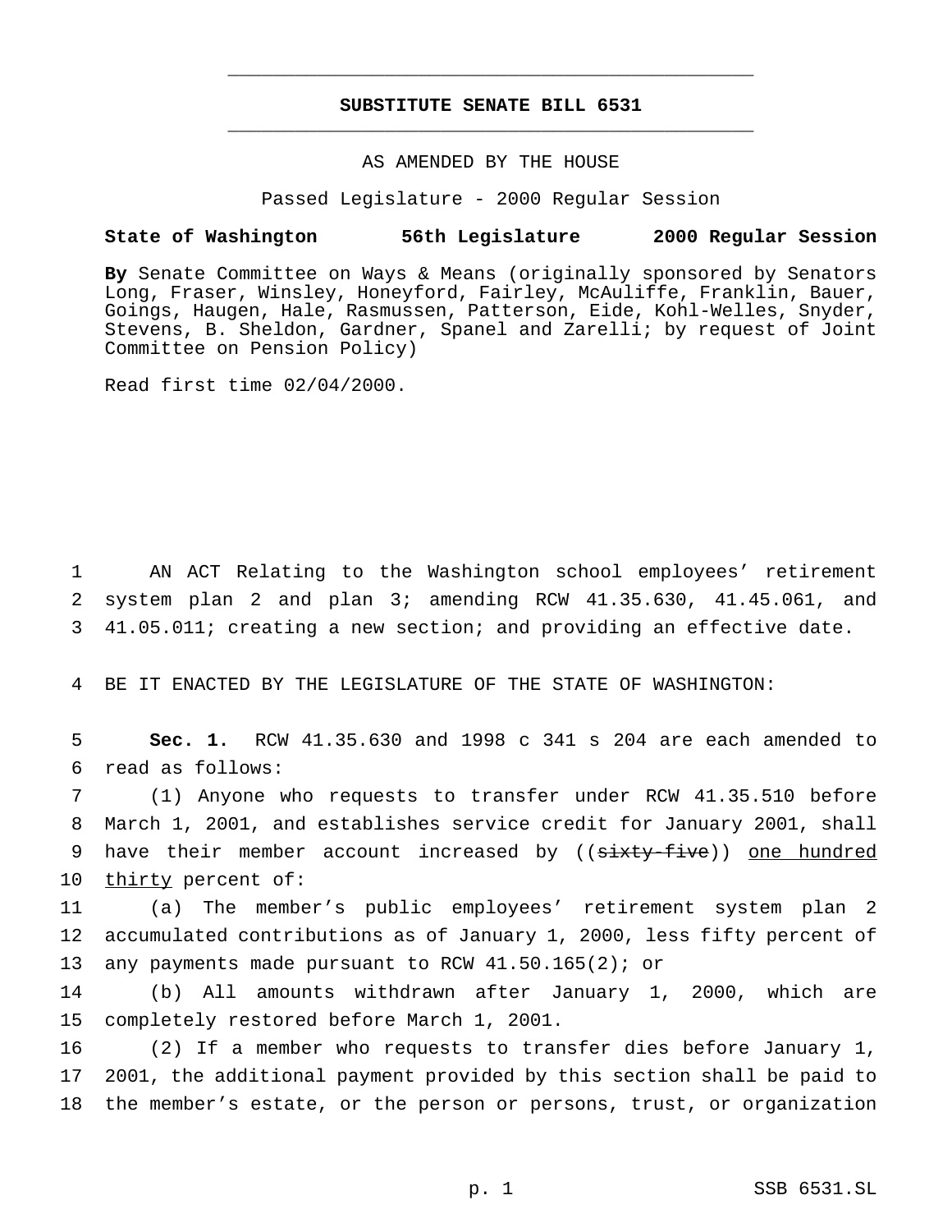# SUBSTITUTE SENATE BILL 6531

AS AMENDED BY THE HOUSE

Passed Legislature - 2000 Regular Session

**State of Washington 56th Legislature 2000 Regular Session**

**By** Senate Committee on Ways & Means (originally sponsored by Senators Long, Fraser, Winsley, Honeyford, Fairley, McAuliffe, Franklin, Bauer, Goings, Haugen, Hale, Rasmussen, Patterson, Eide, Kohl-Welles, Snyder, Stevens, B. Sheldon, Gardner, Spanel and Zarelli; by request of Joint Committee on Pension Policy)

Read first time 02/04/2000.

1 AN ACT Relating to the Washington school employees' retirement
2 system plan 2 and plan 3; amending RCW 41.35.630, 41.45.061, and
3 41.05.011; creating a new section; and providing an effective date.

4 BE IT ENACTED BY THE LEGISLATURE OF THE STATE OF WASHINGTON:

5 **Sec. 1.** RCW 41.35.630 and 1998 c 341 s 204 are each amended to
6 read as follows:

7 (1) Anyone who requests to transfer under RCW 41.35.510 before
8 March 1, 2001, and establishes service credit for January 2001, shall
9 have their member account increased by ((~~sixty-five~~)) <u>one hundred</u>
10 <u>thirty</u> percent of:

11 (a) The member's public employees' retirement system plan 2
12 accumulated contributions as of January 1, 2000, less fifty percent of
13 any payments made pursuant to RCW 41.50.165(2); or

14 (b) All amounts withdrawn after January 1, 2000, which are
15 completely restored before March 1, 2001.

16 (2) If a member who requests to transfer dies before January 1,
17 2001, the additional payment provided by this section shall be paid to
18 the member's estate, or the person or persons, trust, or organization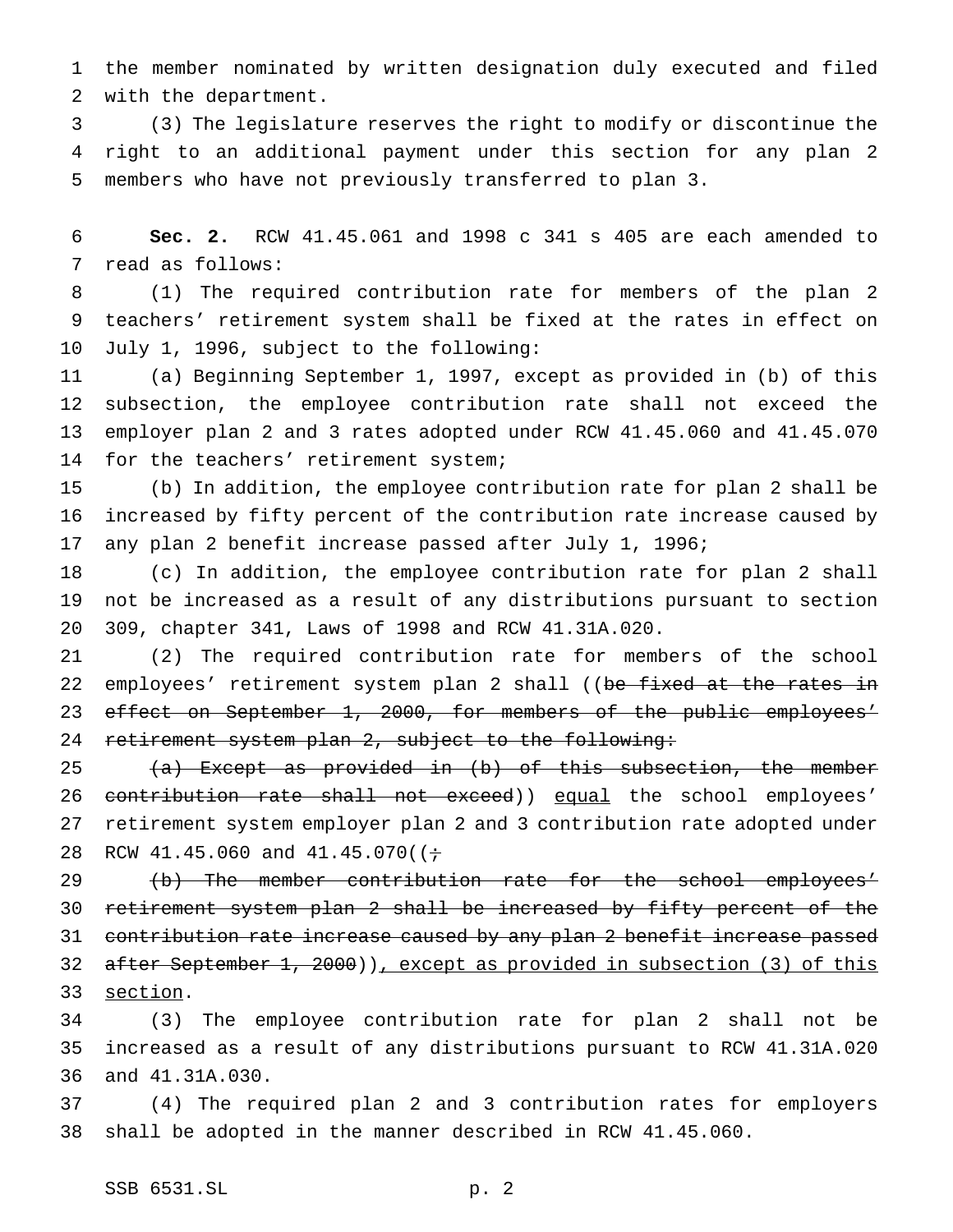the member nominated by written designation duly executed and filed with the department.

(3) The legislature reserves the right to modify or discontinue the right to an additional payment under this section for any plan 2 members who have not previously transferred to plan 3.

**Sec. 2.** RCW 41.45.061 and 1998 c 341 s 405 are each amended to read as follows:

(1) The required contribution rate for members of the plan 2 teachers' retirement system shall be fixed at the rates in effect on July 1, 1996, subject to the following:

(a) Beginning September 1, 1997, except as provided in (b) of this subsection, the employee contribution rate shall not exceed the employer plan 2 and 3 rates adopted under RCW 41.45.060 and 41.45.070 for the teachers' retirement system;

(b) In addition, the employee contribution rate for plan 2 shall be increased by fifty percent of the contribution rate increase caused by any plan 2 benefit increase passed after July 1, 1996;

(c) In addition, the employee contribution rate for plan 2 shall not be increased as a result of any distributions pursuant to section 309, chapter 341, Laws of 1998 and RCW 41.31A.020.

(2) The required contribution rate for members of the school employees' retirement system plan 2 shall ((~~be fixed at the rates in effect on September 1, 2000, for members of the public employees' retirement system plan 2, subject to the following:~~

~~(a) Except as provided in (b) of this subsection, the member contribution rate shall not exceed~~)) <u>equal</u> the school employees' retirement system employer plan 2 and 3 contribution rate adopted under RCW 41.45.060 and 41.45.070((~~;~~

~~(b) The member contribution rate for the school employees' retirement system plan 2 shall be increased by fifty percent of the contribution rate increase caused by any plan 2 benefit increase passed after September 1, 2000~~))<u>, except as provided in subsection (3) of this section</u>.

(3) The employee contribution rate for plan 2 shall not be increased as a result of any distributions pursuant to RCW 41.31A.020 and 41.31A.030.

(4) The required plan 2 and 3 contribution rates for employers shall be adopted in the manner described in RCW 41.45.060.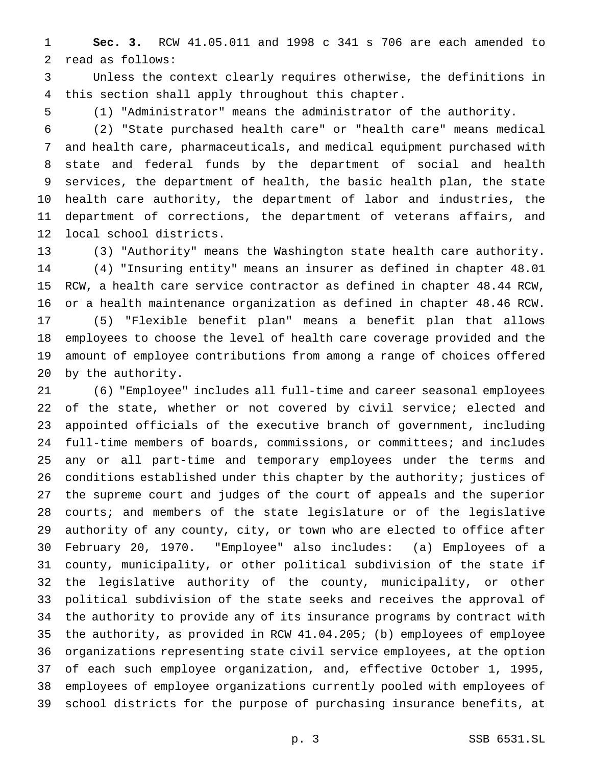**Sec. 3.** RCW 41.05.011 and 1998 c 341 s 706 are each amended to read as follows:

Unless the context clearly requires otherwise, the definitions in this section shall apply throughout this chapter.

(1) "Administrator" means the administrator of the authority.

(2) "State purchased health care" or "health care" means medical and health care, pharmaceuticals, and medical equipment purchased with state and federal funds by the department of social and health services, the department of health, the basic health plan, the state health care authority, the department of labor and industries, the department of corrections, the department of veterans affairs, and local school districts.

(3) "Authority" means the Washington state health care authority.

(4) "Insuring entity" means an insurer as defined in chapter 48.01 RCW, a health care service contractor as defined in chapter 48.44 RCW, or a health maintenance organization as defined in chapter 48.46 RCW.

(5) "Flexible benefit plan" means a benefit plan that allows employees to choose the level of health care coverage provided and the amount of employee contributions from among a range of choices offered by the authority.

(6) "Employee" includes all full-time and career seasonal employees of the state, whether or not covered by civil service; elected and appointed officials of the executive branch of government, including full-time members of boards, commissions, or committees; and includes any or all part-time and temporary employees under the terms and conditions established under this chapter by the authority; justices of the supreme court and judges of the court of appeals and the superior courts; and members of the state legislature or of the legislative authority of any county, city, or town who are elected to office after February 20, 1970. "Employee" also includes: (a) Employees of a county, municipality, or other political subdivision of the state if the legislative authority of the county, municipality, or other political subdivision of the state seeks and receives the approval of the authority to provide any of its insurance programs by contract with the authority, as provided in RCW 41.04.205; (b) employees of employee organizations representing state civil service employees, at the option of each such employee organization, and, effective October 1, 1995, employees of employee organizations currently pooled with employees of school districts for the purpose of purchasing insurance benefits, at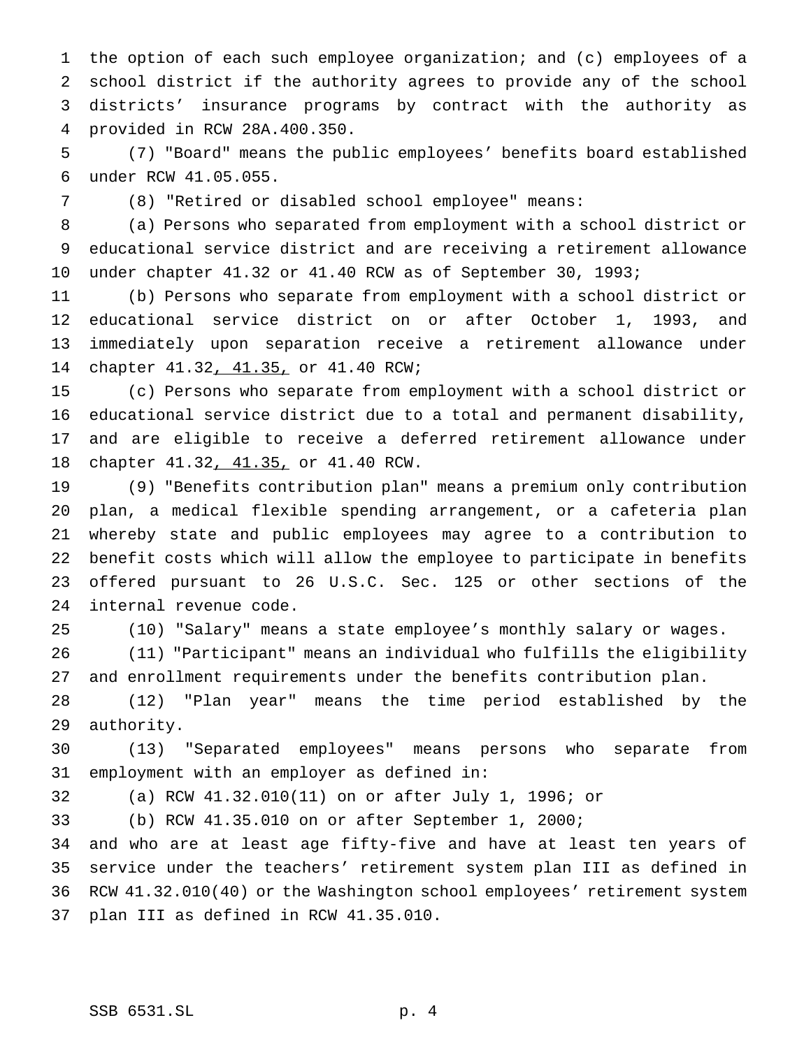the option of each such employee organization; and (c) employees of a school district if the authority agrees to provide any of the school districts' insurance programs by contract with the authority as provided in RCW 28A.400.350.

(7) "Board" means the public employees' benefits board established under RCW 41.05.055.

(8) "Retired or disabled school employee" means:

(a) Persons who separated from employment with a school district or educational service district and are receiving a retirement allowance under chapter 41.32 or 41.40 RCW as of September 30, 1993;

(b) Persons who separate from employment with a school district or educational service district on or after October 1, 1993, and immediately upon separation receive a retirement allowance under chapter 41.32<u>, 41.35,</u> or 41.40 RCW;

(c) Persons who separate from employment with a school district or educational service district due to a total and permanent disability, and are eligible to receive a deferred retirement allowance under chapter 41.32<u>, 41.35,</u> or 41.40 RCW.

(9) "Benefits contribution plan" means a premium only contribution plan, a medical flexible spending arrangement, or a cafeteria plan whereby state and public employees may agree to a contribution to benefit costs which will allow the employee to participate in benefits offered pursuant to 26 U.S.C. Sec. 125 or other sections of the internal revenue code.

(10) "Salary" means a state employee's monthly salary or wages.

(11) "Participant" means an individual who fulfills the eligibility and enrollment requirements under the benefits contribution plan.

(12) "Plan year" means the time period established by the authority.

(13) "Separated employees" means persons who separate from employment with an employer as defined in:

(a) RCW 41.32.010(11) on or after July 1, 1996; or

(b) RCW 41.35.010 on or after September 1, 2000;

and who are at least age fifty-five and have at least ten years of service under the teachers' retirement system plan III as defined in RCW 41.32.010(40) or the Washington school employees' retirement system plan III as defined in RCW 41.35.010.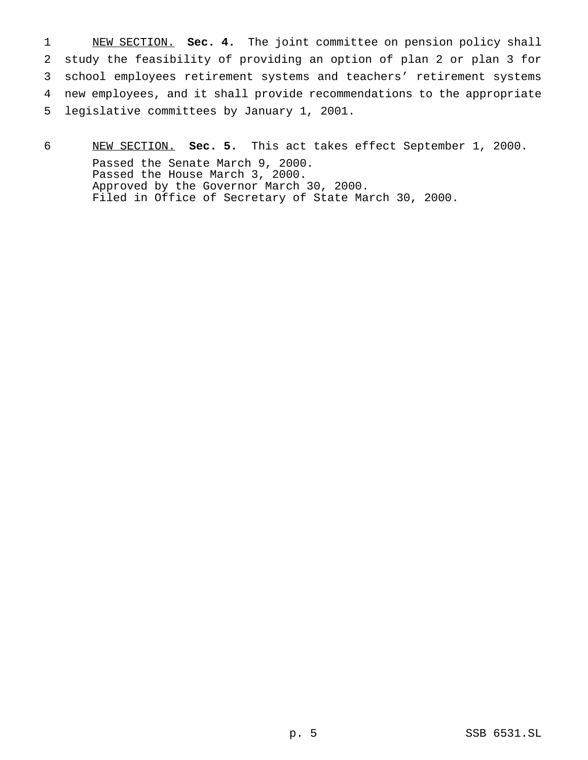NEW SECTION. **Sec. 4.** The joint committee on pension policy shall study the feasibility of providing an option of plan 2 or plan 3 for school employees retirement systems and teachers' retirement systems new employees, and it shall provide recommendations to the appropriate legislative committees by January 1, 2001.

NEW SECTION. **Sec. 5.** This act takes effect September 1, 2000.

Passed the Senate March 9, 2000.
Passed the House March 3, 2000.
Approved by the Governor March 30, 2000.
Filed in Office of Secretary of State March 30, 2000.